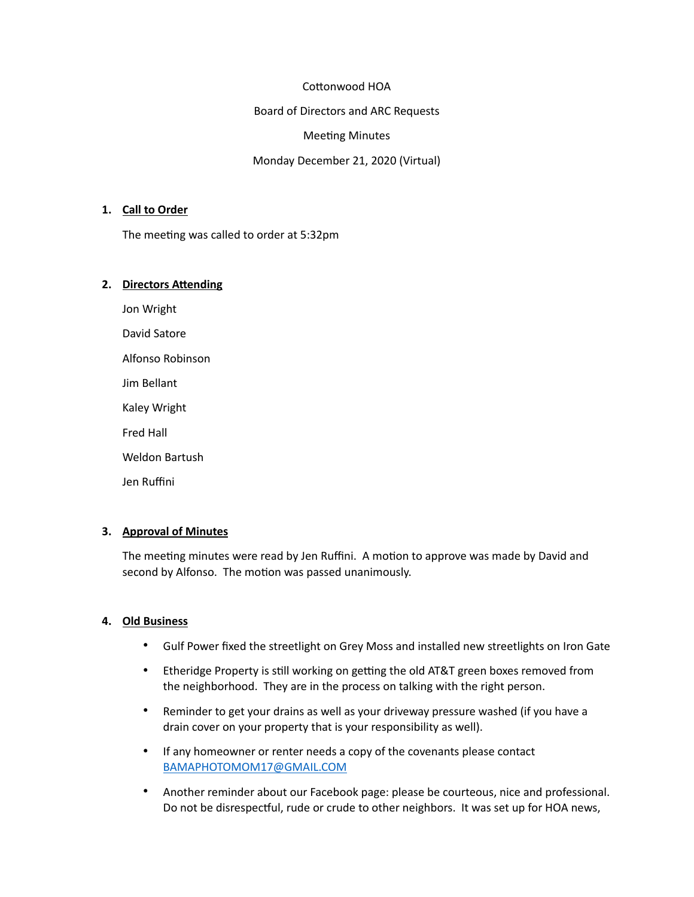Cottonwood HOA

Board of Directors and ARC Requests

Meeting Minutes

Monday December 21, 2020 (Virtual)

1. **Call to Order**

   The meeting was called to order at 5:32pm

2. **Directors Attending**

   Jon Wright

   David Satore

   Alfonso Robinson

   Jim Bellant

   Kaley Wright

   Fred Hall

   Weldon Bartush

   Jen Ruffini

3. **Approval of Minutes**

   The meeting minutes were read by Jen Ruffini. A motion to approve was made by David and second by Alfonso. The motion was passed unanimously.

4. **Old Business**

   - Gulf Power fixed the streetlight on Grey Moss and installed new streetlights on Iron Gate
   - Etheridge Property is still working on getting the old AT&T green boxes removed from the neighborhood. They are in the process on talking with the right person.
   - Reminder to get your drains as well as your driveway pressure washed (if you have a drain cover on your property that is your responsibility as well).
   - If any homeowner or renter needs a copy of the covenants please contact BAMAPHOTOMOM17@GMAIL.COM
   - Another reminder about our Facebook page: please be courteous, nice and professional. Do not be disrespectful, rude or crude to other neighbors. It was set up for HOA news,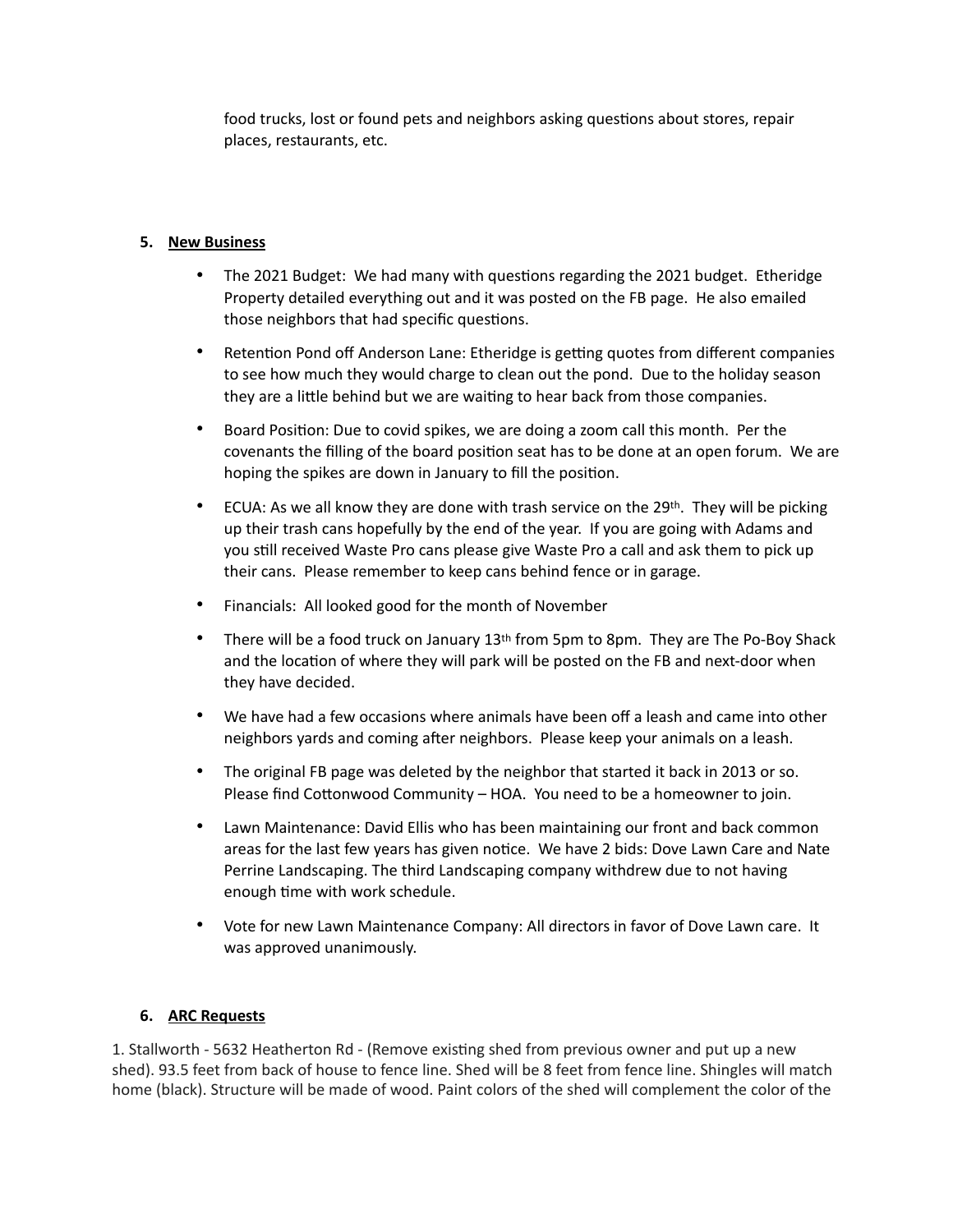food trucks, lost or found pets and neighbors asking questions about stores, repair places, restaurants, etc.

5. **New Business**

- The 2021 Budget: We had many with questions regarding the 2021 budget. Etheridge Property detailed everything out and it was posted on the FB page. He also emailed those neighbors that had specific questions.
- Retention Pond off Anderson Lane: Etheridge is getting quotes from different companies to see how much they would charge to clean out the pond. Due to the holiday season they are a little behind but we are waiting to hear back from those companies.
- Board Position: Due to covid spikes, we are doing a zoom call this month. Per the covenants the filling of the board position seat has to be done at an open forum. We are hoping the spikes are down in January to fill the position.
- ECUA: As we all know they are done with trash service on the 29th. They will be picking up their trash cans hopefully by the end of the year. If you are going with Adams and you still received Waste Pro cans please give Waste Pro a call and ask them to pick up their cans. Please remember to keep cans behind fence or in garage.
- Financials: All looked good for the month of November
- There will be a food truck on January 13th from 5pm to 8pm. They are The Po-Boy Shack and the location of where they will park will be posted on the FB and next-door when they have decided.
- We have had a few occasions where animals have been off a leash and came into other neighbors yards and coming after neighbors. Please keep your animals on a leash.
- The original FB page was deleted by the neighbor that started it back in 2013 or so. Please find Cottonwood Community – HOA. You need to be a homeowner to join.
- Lawn Maintenance: David Ellis who has been maintaining our front and back common areas for the last few years has given notice. We have 2 bids: Dove Lawn Care and Nate Perrine Landscaping. The third Landscaping company withdrew due to not having enough time with work schedule.
- Vote for new Lawn Maintenance Company: All directors in favor of Dove Lawn care. It was approved unanimously.

6. **ARC Requests**

1. Stallworth - 5632 Heatherton Rd - (Remove existing shed from previous owner and put up a new shed). 93.5 feet from back of house to fence line. Shed will be 8 feet from fence line. Shingles will match home (black). Structure will be made of wood. Paint colors of the shed will complement the color of the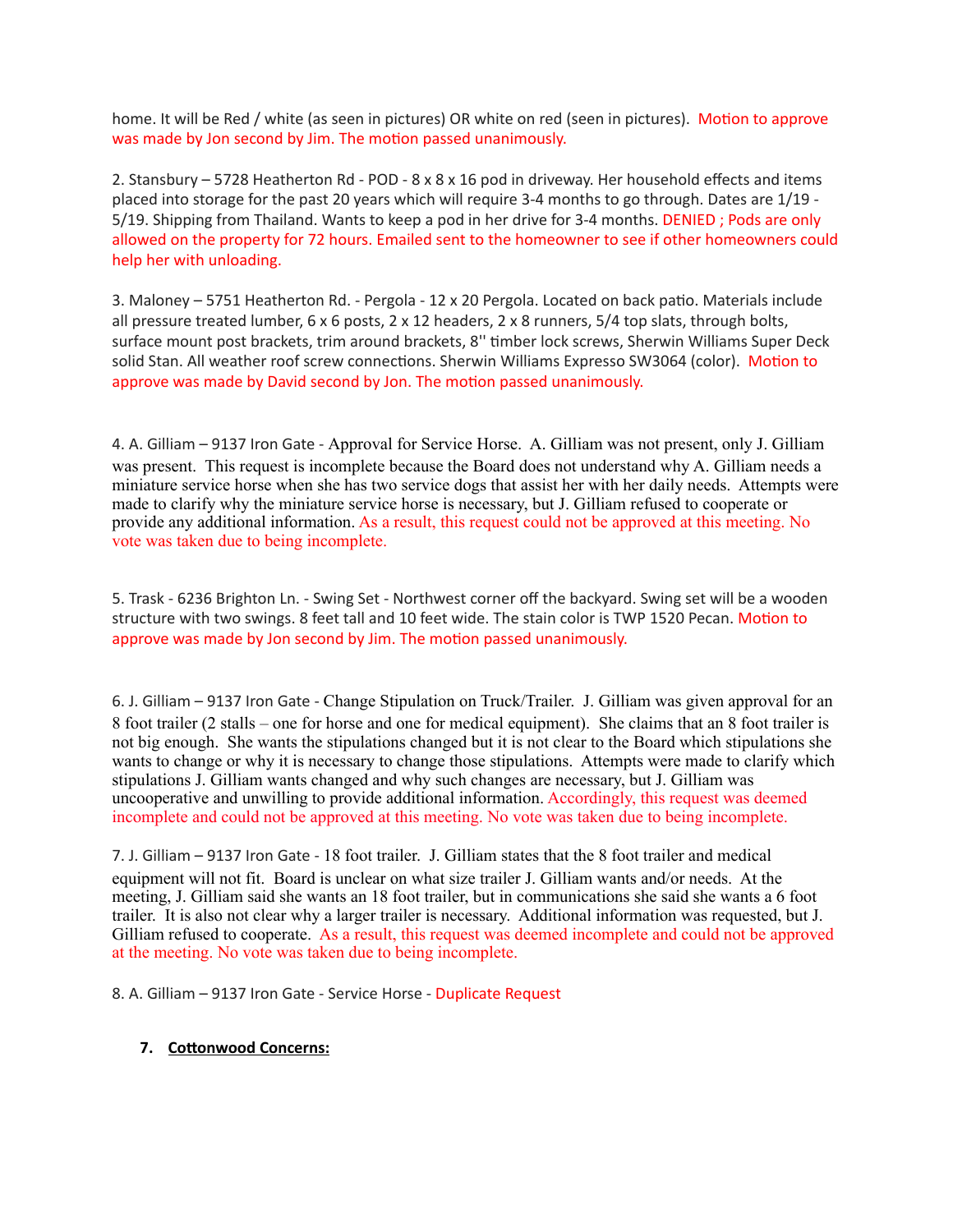home. It will be Red / white (as seen in pictures) OR white on red (seen in pictures). Motion to approve was made by Jon second by Jim. The motion passed unanimously.

2. Stansbury – 5728 Heatherton Rd - POD - 8 x 8 x 16 pod in driveway. Her household effects and items placed into storage for the past 20 years which will require 3-4 months to go through. Dates are 1/19 - 5/19. Shipping from Thailand. Wants to keep a pod in her drive for 3-4 months. DENIED ; Pods are only allowed on the property for 72 hours. Emailed sent to the homeowner to see if other homeowners could help her with unloading.

3. Maloney – 5751 Heatherton Rd. - Pergola - 12 x 20 Pergola. Located on back patio. Materials include all pressure treated lumber, 6 x 6 posts, 2 x 12 headers, 2 x 8 runners, 5/4 top slats, through bolts, surface mount post brackets, trim around brackets, 8'' timber lock screws, Sherwin Williams Super Deck solid Stan. All weather roof screw connections. Sherwin Williams Expresso SW3064 (color). Motion to approve was made by David second by Jon. The motion passed unanimously.

4. A. Gilliam – 9137 Iron Gate - Approval for Service Horse. A. Gilliam was not present, only J. Gilliam was present. This request is incomplete because the Board does not understand why A. Gilliam needs a miniature service horse when she has two service dogs that assist her with her daily needs. Attempts were made to clarify why the miniature service horse is necessary, but J. Gilliam refused to cooperate or provide any additional information. As a result, this request could not be approved at this meeting. No vote was taken due to being incomplete.

5. Trask - 6236 Brighton Ln. - Swing Set - Northwest corner off the backyard. Swing set will be a wooden structure with two swings. 8 feet tall and 10 feet wide. The stain color is TWP 1520 Pecan. Motion to approve was made by Jon second by Jim. The motion passed unanimously.

6. J. Gilliam – 9137 Iron Gate - Change Stipulation on Truck/Trailer. J. Gilliam was given approval for an 8 foot trailer (2 stalls – one for horse and one for medical equipment). She claims that an 8 foot trailer is not big enough. She wants the stipulations changed but it is not clear to the Board which stipulations she wants to change or why it is necessary to change those stipulations. Attempts were made to clarify which stipulations J. Gilliam wants changed and why such changes are necessary, but J. Gilliam was uncooperative and unwilling to provide additional information. Accordingly, this request was deemed incomplete and could not be approved at this meeting. No vote was taken due to being incomplete.

7. J. Gilliam – 9137 Iron Gate - 18 foot trailer. J. Gilliam states that the 8 foot trailer and medical equipment will not fit. Board is unclear on what size trailer J. Gilliam wants and/or needs. At the meeting, J. Gilliam said she wants an 18 foot trailer, but in communications she said she wants a 6 foot trailer. It is also not clear why a larger trailer is necessary. Additional information was requested, but J. Gilliam refused to cooperate. As a result, this request was deemed incomplete and could not be approved at the meeting. No vote was taken due to being incomplete.

8. A. Gilliam – 9137 Iron Gate - Service Horse - Duplicate Request

**7. Cottonwood Concerns:**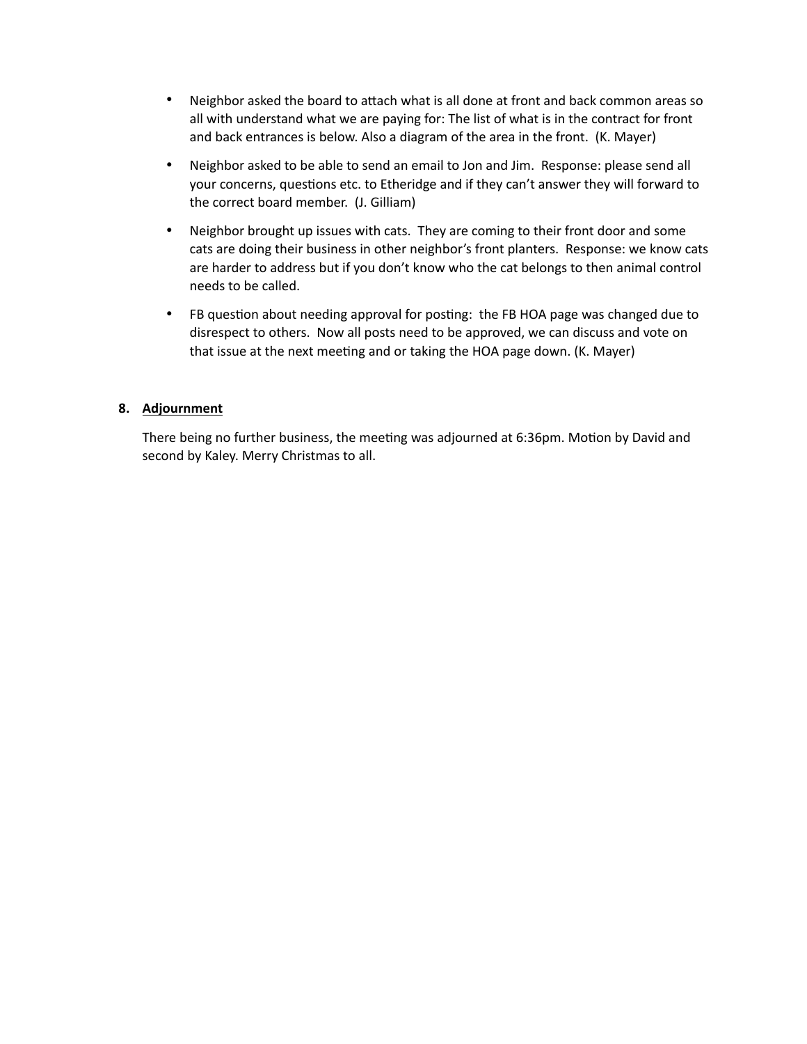- Neighbor asked the board to attach what is all done at front and back common areas so all with understand what we are paying for: The list of what is in the contract for front and back entrances is below. Also a diagram of the area in the front. (K. Mayer)
- Neighbor asked to be able to send an email to Jon and Jim. Response: please send all your concerns, questions etc. to Etheridge and if they can't answer they will forward to the correct board member. (J. Gilliam)
- Neighbor brought up issues with cats. They are coming to their front door and some cats are doing their business in other neighbor's front planters. Response: we know cats are harder to address but if you don't know who the cat belongs to then animal control needs to be called.
- FB question about needing approval for posting: the FB HOA page was changed due to disrespect to others. Now all posts need to be approved, we can discuss and vote on that issue at the next meeting and or taking the HOA page down. (K. Mayer)

**8. Adjournment**

There being no further business, the meeting was adjourned at 6:36pm. Motion by David and second by Kaley. Merry Christmas to all.